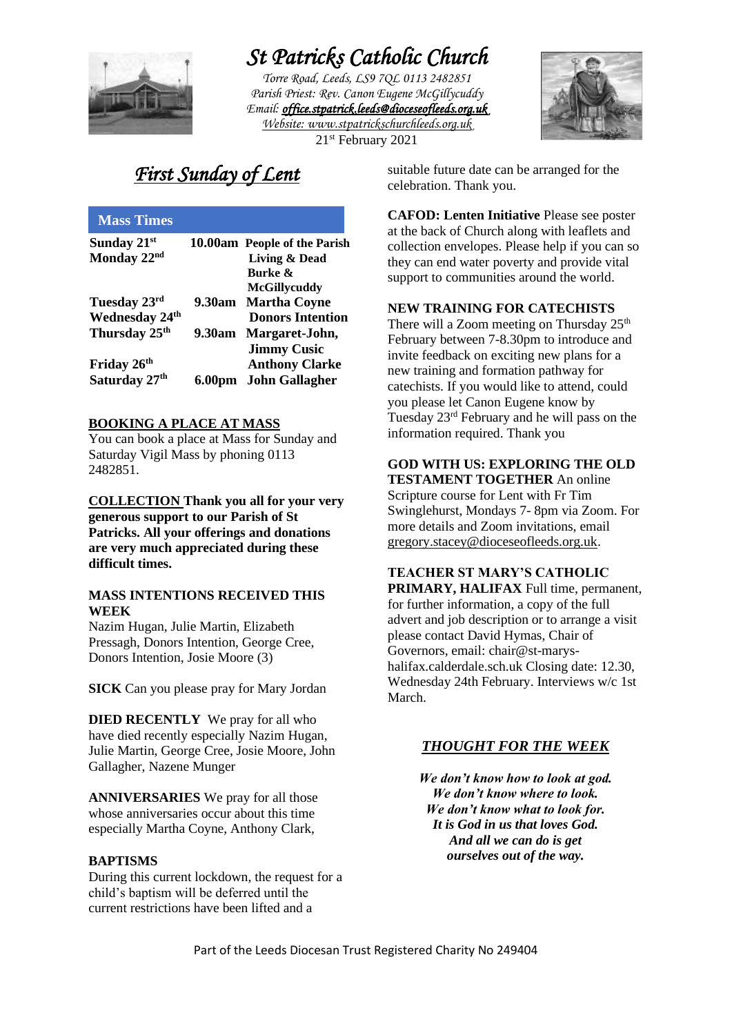# St Patricks Catholic Church

*Torre Road, Leeds, LS9 7QL 0113 2482851*
*Parish Priest: Rev. Canon Eugene McGillycuddy*
*Email: office.stpatrick.leeds@dioceseofleeds.org.uk*
*Website: www.stpatrickschurchleeds.org.uk*
21st February 2021

## *First Sunday of Lent*

### Mass Times

| | | |
|---|---|---|
| **Sunday 21st** | **10.00am** | **People of the Parish** |
| **Monday 22nd** | | **Living & Dead Burke & McGillycuddy** |
| **Tuesday 23rd** | **9.30am** | **Martha Coyne** |
| **Wednesday 24th** | | **Donors Intention** |
| **Thursday 25th** | **9.30am** | **Margaret-John, Jimmy Cusic** |
| **Friday 26th** | | **Anthony Clarke** |
| **Saturday 27th** | **6.00pm** | **John Gallagher** |

**BOOKING A PLACE AT MASS**
You can book a place at Mass for Sunday and Saturday Vigil Mass by phoning 0113 2482851.

**COLLECTION Thank you all for your very generous support to our Parish of St Patricks. All your offerings and donations are very much appreciated during these difficult times.**

**MASS INTENTIONS RECEIVED THIS WEEK**
Nazim Hugan, Julie Martin, Elizabeth Pressagh, Donors Intention, George Cree, Donors Intention, Josie Moore (3)

**SICK** Can you please pray for Mary Jordan

**DIED RECENTLY** We pray for all who have died recently especially Nazim Hugan, Julie Martin, George Cree, Josie Moore, John Gallagher, Nazene Munger

**ANNIVERSARIES** We pray for all those whose anniversaries occur about this time especially Martha Coyne, Anthony Clark,

**BAPTISMS**
During this current lockdown, the request for a child's baptism will be deferred until the current restrictions have been lifted and a suitable future date can be arranged for the celebration. Thank you.

**CAFOD: Lenten Initiative** Please see poster at the back of Church along with leaflets and collection envelopes. Please help if you can so they can end water poverty and provide vital support to communities around the world.

**NEW TRAINING FOR CATECHISTS**
There will a Zoom meeting on Thursday 25th February between 7-8.30pm to introduce and invite feedback on exciting new plans for a new training and formation pathway for catechists. If you would like to attend, could you please let Canon Eugene know by Tuesday 23rd February and he will pass on the information required. Thank you

**GOD WITH US: EXPLORING THE OLD TESTAMENT TOGETHER** An online Scripture course for Lent with Fr Tim Swinglehurst, Mondays 7- 8pm via Zoom. For more details and Zoom invitations, email gregory.stacey@dioceseofleeds.org.uk.

**TEACHER ST MARY'S CATHOLIC PRIMARY, HALIFAX** Full time, permanent, for further information, a copy of the full advert and job description or to arrange a visit please contact David Hymas, Chair of Governors, email: chair@st-marys-halifax.calderdale.sch.uk Closing date: 12.30, Wednesday 24th February. Interviews w/c 1st March.

### *THOUGHT FOR THE WEEK*

***We don't know how to look at god.***
***We don't know where to look.***
***We don't know what to look for.***
***It is God in us that loves God.***
***And all we can do is get ourselves out of the way.***

Part of the Leeds Diocesan Trust Registered Charity No 249404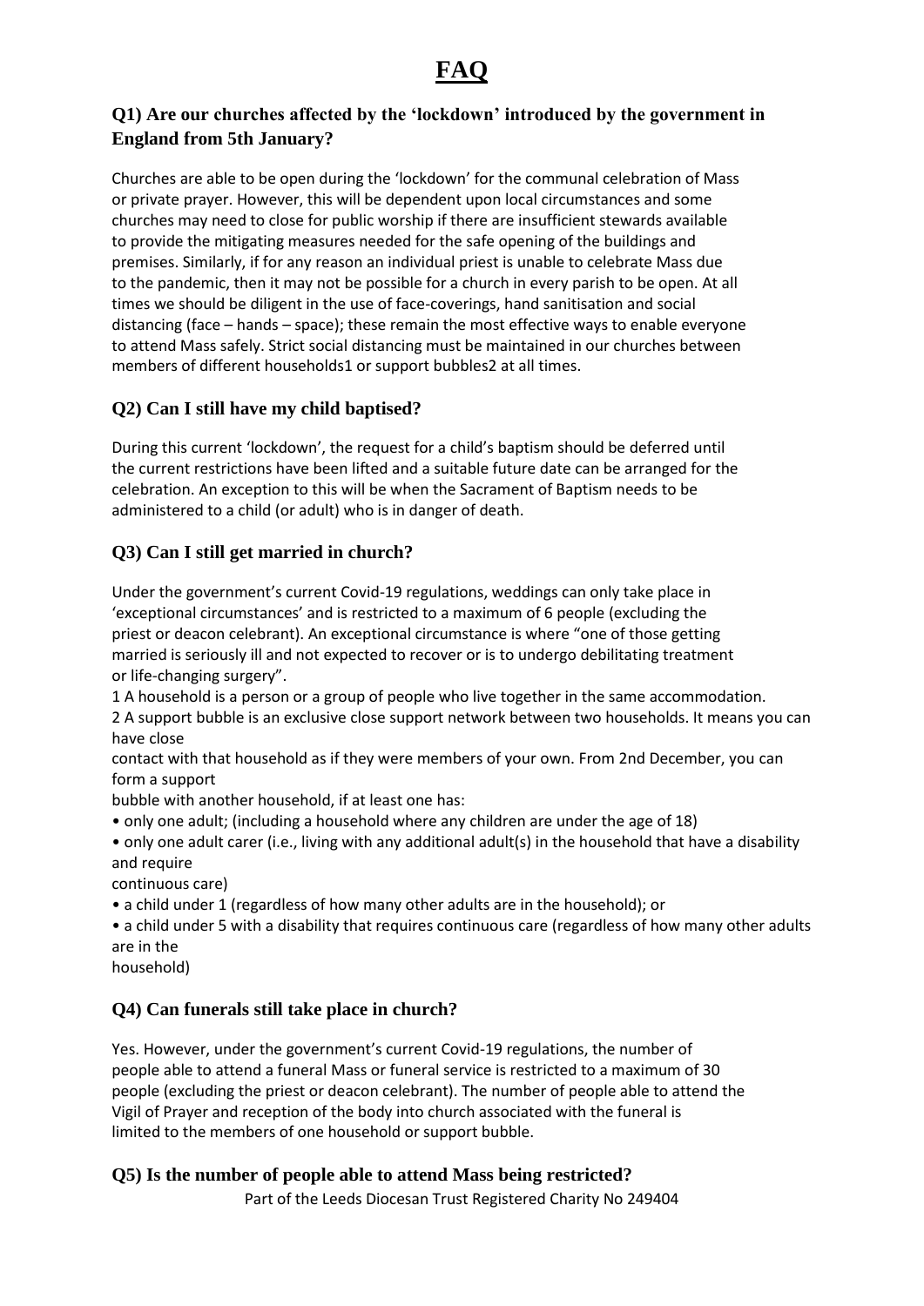# FAQ

## Q1) Are our churches affected by the 'lockdown' introduced by the government in England from 5th January?

Churches are able to be open during the 'lockdown' for the communal celebration of Mass or private prayer. However, this will be dependent upon local circumstances and some churches may need to close for public worship if there are insufficient stewards available to provide the mitigating measures needed for the safe opening of the buildings and premises. Similarly, if for any reason an individual priest is unable to celebrate Mass due to the pandemic, then it may not be possible for a church in every parish to be open. At all times we should be diligent in the use of face-coverings, hand sanitisation and social distancing (face – hands – space); these remain the most effective ways to enable everyone to attend Mass safely. Strict social distancing must be maintained in our churches between members of different households[1] or support bubbles[2] at all times.

## Q2) Can I still have my child baptised?

During this current 'lockdown', the request for a child's baptism should be deferred until the current restrictions have been lifted and a suitable future date can be arranged for the celebration. An exception to this will be when the Sacrament of Baptism needs to be administered to a child (or adult) who is in danger of death.

## Q3) Can I still get married in church?

Under the government's current Covid-19 regulations, weddings can only take place in 'exceptional circumstances' and is restricted to a maximum of 6 people (excluding the priest or deacon celebrant). An exceptional circumstance is where "one of those getting married is seriously ill and not expected to recover or is to undergo debilitating treatment or life-changing surgery".

1 A household is a person or a group of people who live together in the same accommodation.

2 A support bubble is an exclusive close support network between two households. It means you can have close contact with that household as if they were members of your own. From 2nd December, you can form a support bubble with another household, if at least one has:

- only one adult; (including a household where any children are under the age of 18)
- only one adult carer (i.e., living with any additional adult(s) in the household that have a disability and require continuous care)
- a child under 1 (regardless of how many other adults are in the household); or
- a child under 5 with a disability that requires continuous care (regardless of how many other adults are in the household)

## Q4) Can funerals still take place in church?

Yes. However, under the government's current Covid-19 regulations, the number of people able to attend a funeral Mass or funeral service is restricted to a maximum of 30 people (excluding the priest or deacon celebrant). The number of people able to attend the Vigil of Prayer and reception of the body into church associated with the funeral is limited to the members of one household or support bubble.

## Q5) Is the number of people able to attend Mass being restricted?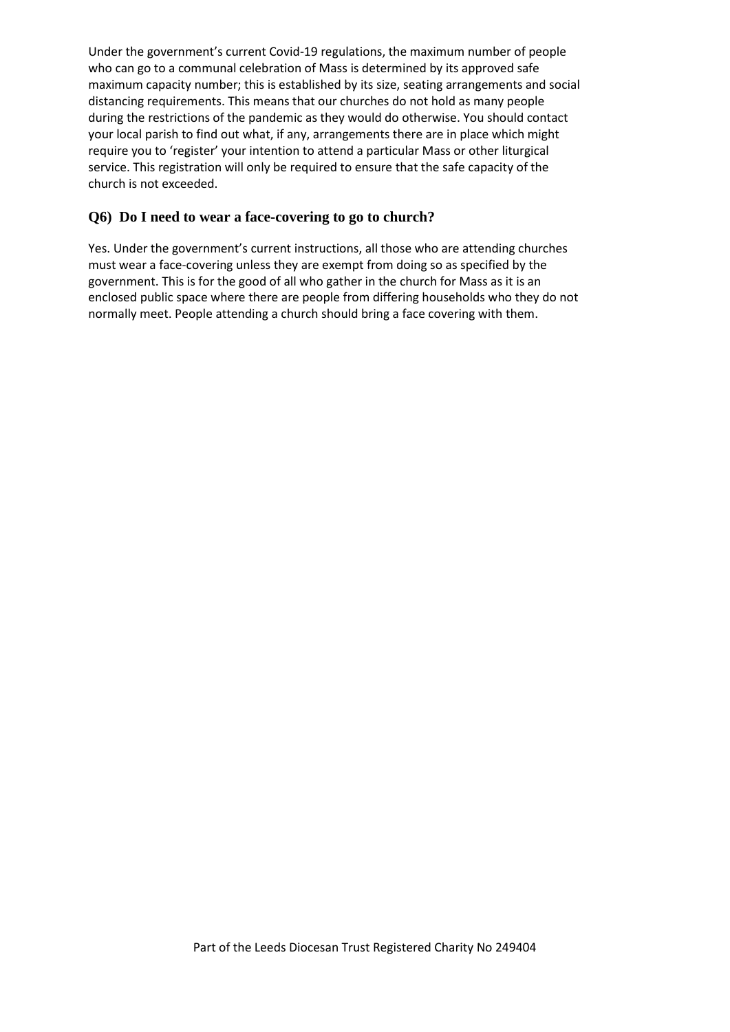Under the government's current Covid-19 regulations, the maximum number of people who can go to a communal celebration of Mass is determined by its approved safe maximum capacity number; this is established by its size, seating arrangements and social distancing requirements. This means that our churches do not hold as many people during the restrictions of the pandemic as they would do otherwise. You should contact your local parish to find out what, if any, arrangements there are in place which might require you to 'register' your intention to attend a particular Mass or other liturgical service. This registration will only be required to ensure that the safe capacity of the church is not exceeded.

## Q6) Do I need to wear a face-covering to go to church?

Yes. Under the government's current instructions, all those who are attending churches must wear a face-covering unless they are exempt from doing so as specified by the government. This is for the good of all who gather in the church for Mass as it is an enclosed public space where there are people from differing households who they do not normally meet. People attending a church should bring a face covering with them.